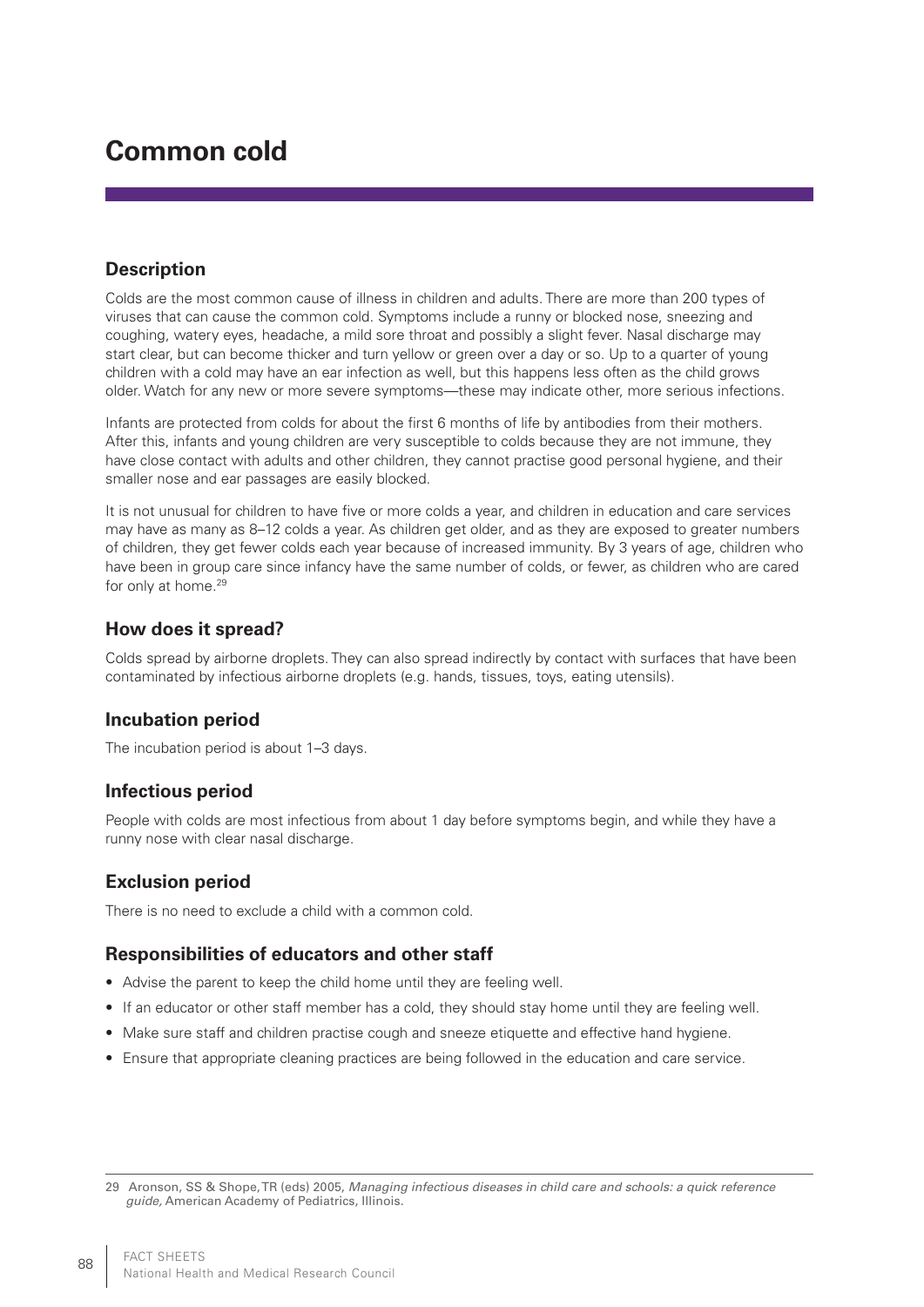# Common cold

## Description

Colds are the most common cause of illness in children and adults. There are more than 200 types of viruses that can cause the common cold. Symptoms include a runny or blocked nose, sneezing and coughing, watery eyes, headache, a mild sore throat and possibly a slight fever. Nasal discharge may start clear, but can become thicker and turn yellow or green over a day or so. Up to a quarter of young children with a cold may have an ear infection as well, but this happens less often as the child grows older. Watch for any new or more severe symptoms—these may indicate other, more serious infections.

Infants are protected from colds for about the first 6 months of life by antibodies from their mothers. After this, infants and young children are very susceptible to colds because they are not immune, they have close contact with adults and other children, they cannot practise good personal hygiene, and their smaller nose and ear passages are easily blocked.

It is not unusual for children to have five or more colds a year, and children in education and care services may have as many as 8–12 colds a year. As children get older, and as they are exposed to greater numbers of children, they get fewer colds each year because of increased immunity. By 3 years of age, children who have been in group care since infancy have the same number of colds, or fewer, as children who are cared for only at home.[29]

## How does it spread?

Colds spread by airborne droplets. They can also spread indirectly by contact with surfaces that have been contaminated by infectious airborne droplets (e.g. hands, tissues, toys, eating utensils).

## Incubation period

The incubation period is about 1–3 days.

## Infectious period

People with colds are most infectious from about 1 day before symptoms begin, and while they have a runny nose with clear nasal discharge.

## Exclusion period

There is no need to exclude a child with a common cold.

## Responsibilities of educators and other staff

- Advise the parent to keep the child home until they are feeling well.
- If an educator or other staff member has a cold, they should stay home until they are feeling well.
- Make sure staff and children practise cough and sneeze etiquette and effective hand hygiene.
- Ensure that appropriate cleaning practices are being followed in the education and care service.

---

29 Aronson, SS & Shope, TR (eds) 2005, *Managing infectious diseases in child care and schools: a quick reference guide,* American Academy of Pediatrics, Illinois.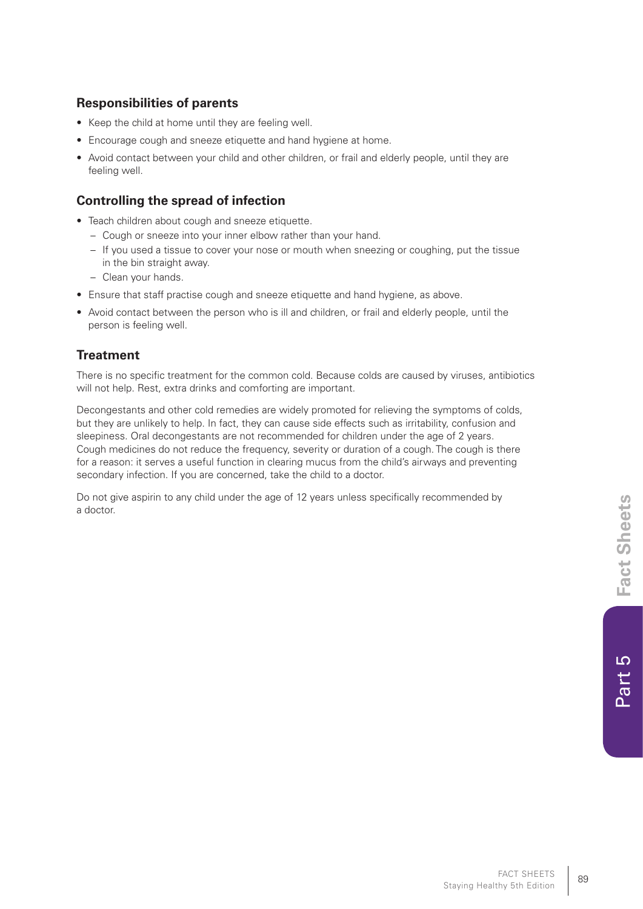### Responsibilities of parents

- Keep the child at home until they are feeling well.
- Encourage cough and sneeze etiquette and hand hygiene at home.
- Avoid contact between your child and other children, or frail and elderly people, until they are feeling well.

### Controlling the spread of infection

- Teach children about cough and sneeze etiquette.
  - Cough or sneeze into your inner elbow rather than your hand.
  - If you used a tissue to cover your nose or mouth when sneezing or coughing, put the tissue in the bin straight away.
  - Clean your hands.
- Ensure that staff practise cough and sneeze etiquette and hand hygiene, as above.
- Avoid contact between the person who is ill and children, or frail and elderly people, until the person is feeling well.

### Treatment

There is no specific treatment for the common cold. Because colds are caused by viruses, antibiotics will not help. Rest, extra drinks and comforting are important.

Decongestants and other cold remedies are widely promoted for relieving the symptoms of colds, but they are unlikely to help. In fact, they can cause side effects such as irritability, confusion and sleepiness. Oral decongestants are not recommended for children under the age of 2 years. Cough medicines do not reduce the frequency, severity or duration of a cough. The cough is there for a reason: it serves a useful function in clearing mucus from the child's airways and preventing secondary infection. If you are concerned, take the child to a doctor.

Do not give aspirin to any child under the age of 12 years unless specifically recommended by a doctor.